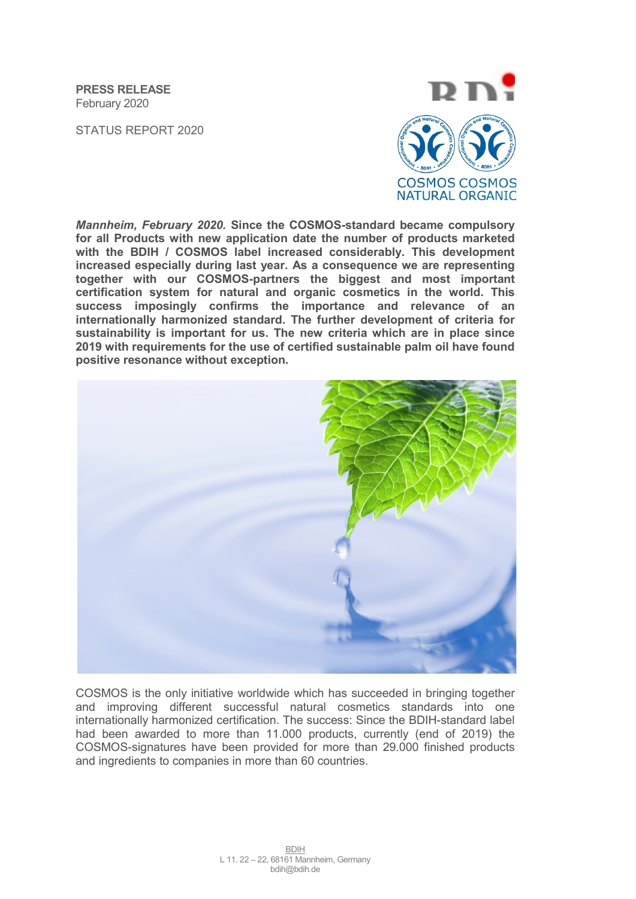**PRESS RELEASE**
February 2020

STATUS REPORT 2020

***Mannheim, February 2020.*** **Since the COSMOS-standard became compulsory for all Products with new application date the number of products marketed with the BDIH / COSMOS label increased considerably. This development increased especially during last year. As a consequence we are representing together with our COSMOS-partners the biggest and most important certification system for natural and organic cosmetics in the world. This success imposingly confirms the importance and relevance of an internationally harmonized standard. The further development of criteria for sustainability is important for us. The new criteria which are in place since 2019 with requirements for the use of certified sustainable palm oil have found positive resonance without exception.**

COSMOS is the only initiative worldwide which has succeeded in bringing together and improving different successful natural cosmetics standards into one internationally harmonized certification. The success: Since the BDIH-standard label had been awarded to more than 11.000 products, currently (end of 2019) the COSMOS-signatures have been provided for more than 29.000 finished products and ingredients to companies in more than 60 countries.

BDIH
L 11. 22 – 22, 68161 Mannheim, Germany
bdih@bdih.de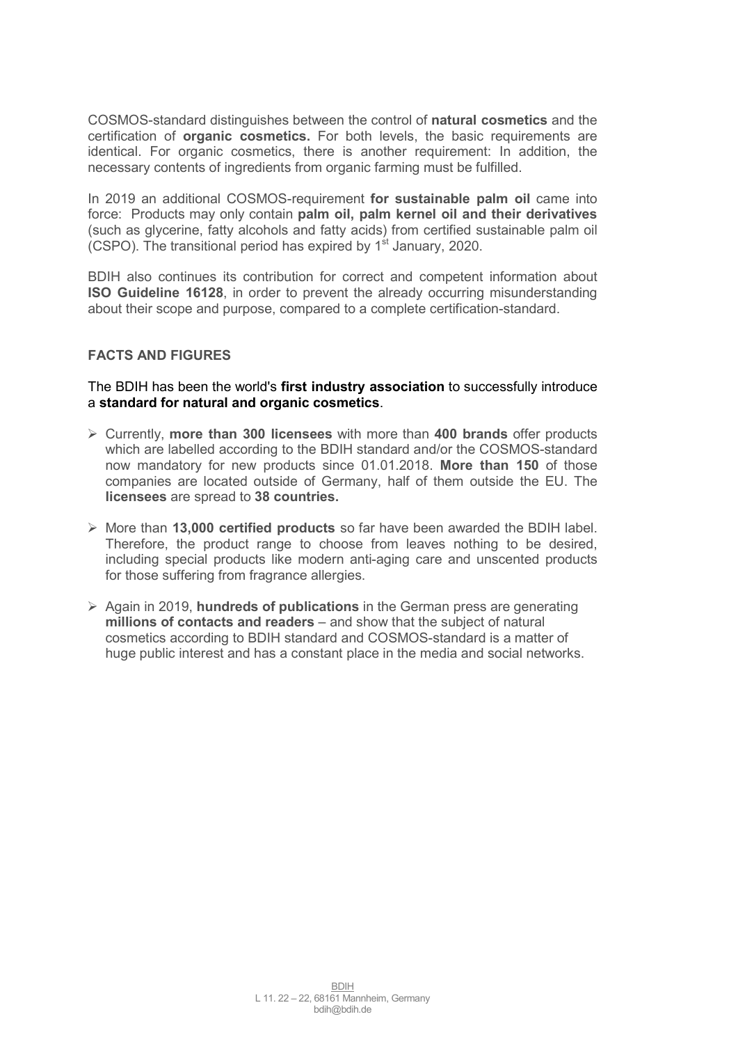COSMOS-standard distinguishes between the control of **natural cosmetics** and the certification of **organic cosmetics.** For both levels, the basic requirements are identical. For organic cosmetics, there is another requirement: In addition, the necessary contents of ingredients from organic farming must be fulfilled.

In 2019 an additional COSMOS-requirement **for sustainable palm oil** came into force: Products may only contain **palm oil, palm kernel oil and their derivatives** (such as glycerine, fatty alcohols and fatty acids) from certified sustainable palm oil (CSPO). The transitional period has expired by 1st January, 2020.

BDIH also continues its contribution for correct and competent information about **ISO Guideline 16128**, in order to prevent the already occurring misunderstanding about their scope and purpose, compared to a complete certification-standard.

## FACTS AND FIGURES

The BDIH has been the world's **first industry association** to successfully introduce a **standard for natural and organic cosmetics**.

- Currently, **more than 300 licensees** with more than **400 brands** offer products which are labelled according to the BDIH standard and/or the COSMOS-standard now mandatory for new products since 01.01.2018. **More than 150** of those companies are located outside of Germany, half of them outside the EU. The **licensees** are spread to **38 countries.**
- More than **13,000 certified products** so far have been awarded the BDIH label. Therefore, the product range to choose from leaves nothing to be desired, including special products like modern anti-aging care and unscented products for those suffering from fragrance allergies.
- Again in 2019, **hundreds of publications** in the German press are generating **millions of contacts and readers** – and show that the subject of natural cosmetics according to BDIH standard and COSMOS-standard is a matter of huge public interest and has a constant place in the media and social networks.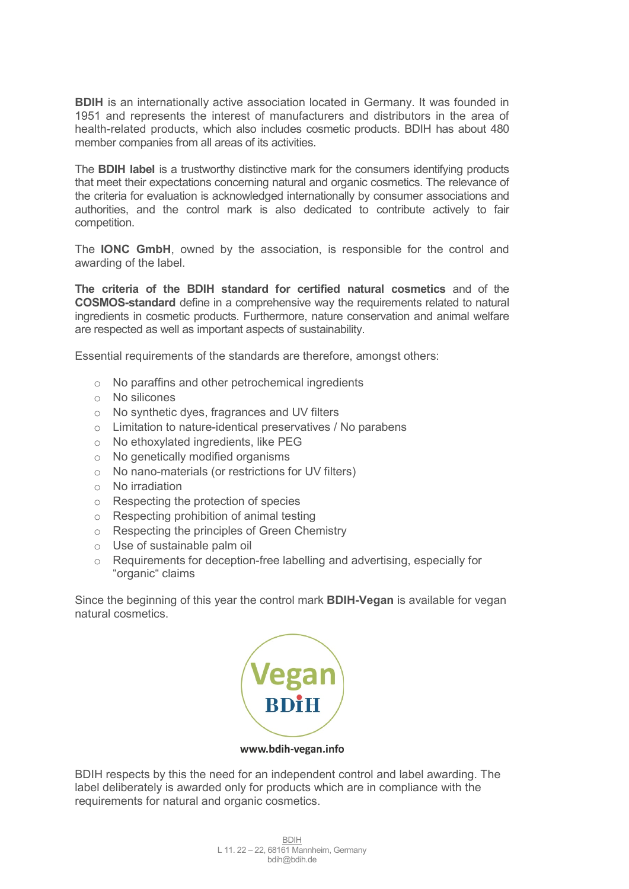**BDIH** is an internationally active association located in Germany. It was founded in 1951 and represents the interest of manufacturers and distributors in the area of health-related products, which also includes cosmetic products. BDIH has about 480 member companies from all areas of its activities.

The **BDIH label** is a trustworthy distinctive mark for the consumers identifying products that meet their expectations concerning natural and organic cosmetics. The relevance of the criteria for evaluation is acknowledged internationally by consumer associations and authorities, and the control mark is also dedicated to contribute actively to fair competition.

The **IONC GmbH**, owned by the association, is responsible for the control and awarding of the label.

**The criteria of the BDIH standard for certified natural cosmetics** and of the **COSMOS-standard** define in a comprehensive way the requirements related to natural ingredients in cosmetic products. Furthermore, nature conservation and animal welfare are respected as well as important aspects of sustainability.

Essential requirements of the standards are therefore, amongst others:

- No paraffins and other petrochemical ingredients
- No silicones
- No synthetic dyes, fragrances and UV filters
- Limitation to nature-identical preservatives / No parabens
- No ethoxylated ingredients, like PEG
- No genetically modified organisms
- No nano-materials (or restrictions for UV filters)
- No irradiation
- Respecting the protection of species
- Respecting prohibition of animal testing
- Respecting the principles of Green Chemistry
- Use of sustainable palm oil
- Requirements for deception-free labelling and advertising, especially for “organic“ claims

Since the beginning of this year the control mark **BDIH-Vegan** is available for vegan natural cosmetics.

Vegan
BDIH

www.bdih-vegan.info

BDIH respects by this the need for an independent control and label awarding. The label deliberately is awarded only for products which are in compliance with the requirements for natural and organic cosmetics.

BDIH
L 11. 22 – 22, 68161 Mannheim, Germany
bdih@bdih.de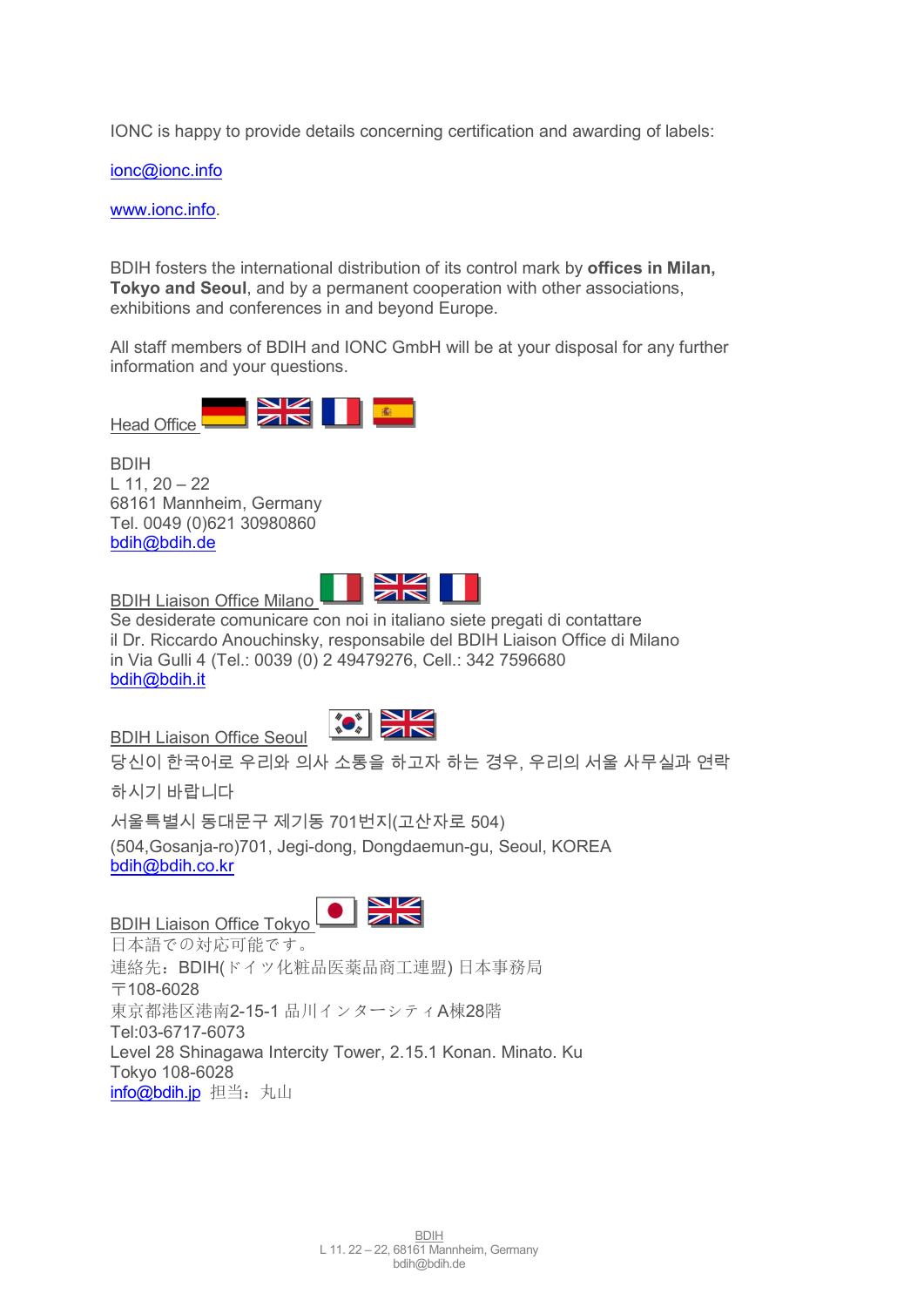IONC is happy to provide details concerning certification and awarding of labels:

ionc@ionc.info

www.ionc.info.

BDIH fosters the international distribution of its control mark by **offices in Milan, Tokyo and Seoul**, and by a permanent cooperation with other associations, exhibitions and conferences in and beyond Europe.

All staff members of BDIH and IONC GmbH will be at your disposal for any further information and your questions.

Head Office

BDIH
L 11, 20 – 22
68161 Mannheim, Germany
Tel. 0049 (0)621 30980860
bdih@bdih.de

BDIH Liaison Office Milano
Se desiderate comunicare con noi in italiano siete pregati di contattare
il Dr. Riccardo Anouchinsky, responsabile del BDIH Liaison Office di Milano
in Via Gulli 4 (Tel.: 0039 (0) 2 49479276, Cell.: 342 7596680
bdih@bdih.it

BDIH Liaison Office Seoul
당신이 한국어로 우리와 의사 소통을 하고자 하는 경우, 우리의 서울 사무실과 연락하시기 바랍니다
서울특별시 동대문구 제기동 701번지(고산자로 504)
(504,Gosanja-ro)701, Jegi-dong, Dongdaemun-gu, Seoul, KOREA
bdih@bdih.co.kr

BDIH Liaison Office Tokyo
日本語での対応可能です。
連絡先：BDIH(ドイツ化粧品医薬品商工連盟) 日本事務局
〒108-6028
東京都港区港南2-15-1 品川インターシティA棟28階
Tel:03-6717-6073
Level 28 Shinagawa Intercity Tower, 2.15.1 Konan. Minato. Ku
Tokyo 108-6028
info@bdih.jp 担当：丸山